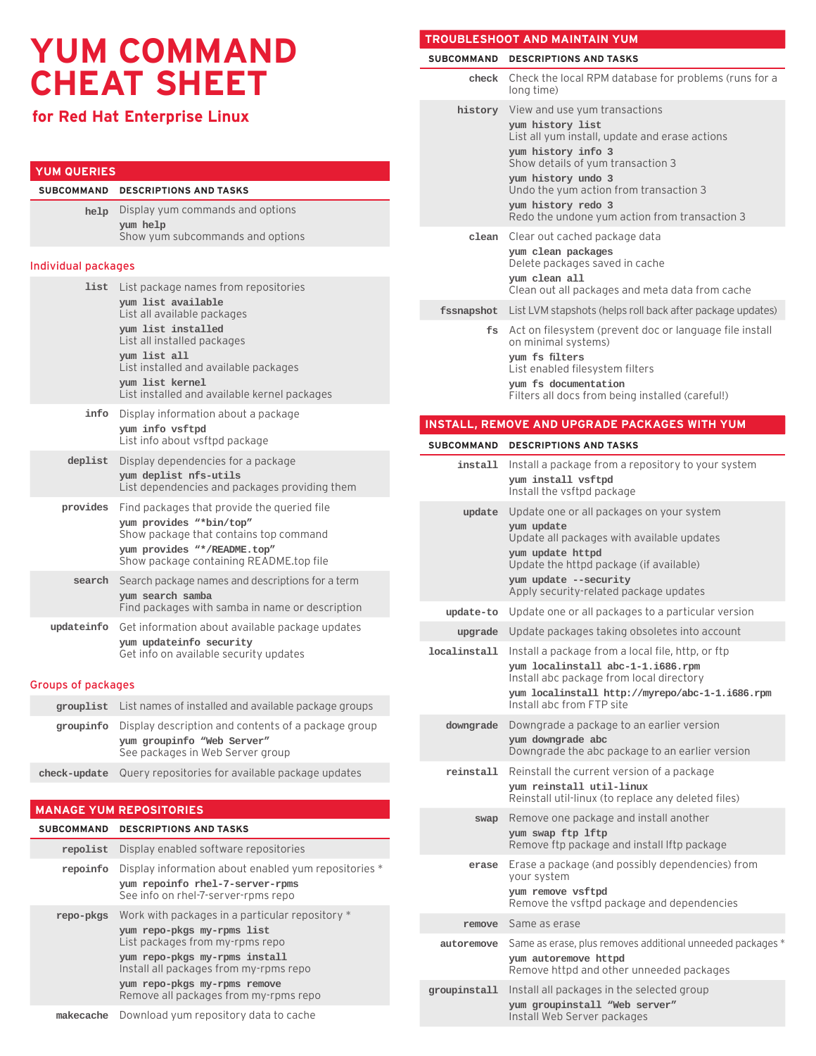# YUM COMMAND CHEAT SHEET

## for Red Hat Enterprise Linux

## YUM QUERIES

| SUBCOMMAND | DESCRIPTIONS AND TASKS |
|---|---|
| **help** | Display yum commands and options<br>**`yum help`**<br>Show yum subcommands and options |

### Individual packages

| SUBCOMMAND | DESCRIPTIONS AND TASKS |
|---|---|
| **list** | List package names from repositories<br>**`yum list available`**<br>List all available packages<br>**`yum list installed`**<br>List all installed packages<br>**`yum list all`**<br>List installed and available packages<br>**`yum list kernel`**<br>List installed and available kernel packages |
| **info** | Display information about a package<br>**`yum info vsftpd`**<br>List info about vsftpd package |
| **deplist** | Display dependencies for a package<br>**`yum deplist nfs-utils`**<br>List dependencies and packages providing them |
| **provides** | Find packages that provide the queried file<br>**`yum provides "*bin/top"`**<br>Show package that contains top command<br>**`yum provides "*/README.top"`**<br>Show package containing README.top file |
| **search** | Search package names and descriptions for a term<br>**`yum search samba`**<br>Find packages with samba in name or description |
| **updateinfo** | Get information about available package updates<br>**`yum updateinfo security`**<br>Get info on available security updates |

### Groups of packages

| SUBCOMMAND | DESCRIPTIONS AND TASKS |
|---|---|
| **grouplist** | List names of installed and available package groups |
| **groupinfo** | Display description and contents of a package group<br>**`yum groupinfo "Web Server"`**<br>See packages in Web Server group |
| **check-update** | Query repositories for available package updates |

## MANAGE YUM REPOSITORIES

| SUBCOMMAND | DESCRIPTIONS AND TASKS |
|---|---|
| **repolist** | Display enabled software repositories |
| **repoinfo** | Display information about enabled yum repositories *<br>**`yum repoinfo rhel-7-server-rpms`**<br>See info on rhel-7-server-rpms repo |
| **repo-pkgs** | Work with packages in a particular repository *<br>**`yum repo-pkgs my-rpms list`**<br>List packages from my-rpms repo<br>**`yum repo-pkgs my-rpms install`**<br>Install all packages from my-rpms repo<br>**`yum repo-pkgs my-rpms remove`**<br>Remove all packages from my-rpms repo |
| **makecache** | Download yum repository data to cache |

## TROUBLESHOOT AND MAINTAIN YUM

| SUBCOMMAND | DESCRIPTIONS AND TASKS |
|---|---|
| **check** | Check the local RPM database for problems (runs for a long time) |
| **history** | View and use yum transactions<br>**`yum history list`**<br>List all yum install, update and erase actions<br>**`yum history info 3`**<br>Show details of yum transaction 3<br>**`yum history undo 3`**<br>Undo the yum action from transaction 3<br>**`yum history redo 3`**<br>Redo the undone yum action from transaction 3 |
| **clean** | Clear out cached package data<br>**`yum clean packages`**<br>Delete packages saved in cache<br>**`yum clean all`**<br>Clean out all packages and meta data from cache |
| **fssnapshot** | List LVM stapshots (helps roll back after package updates) |
| **fs** | Act on filesystem (prevent doc or language file install on minimal systems)<br>**`yum fs filters`**<br>List enabled filesystem filters<br>**`yum fs documentation`**<br>Filters all docs from being installed (careful!) |

## INSTALL, REMOVE AND UPGRADE PACKAGES WITH YUM

| SUBCOMMAND | DESCRIPTIONS AND TASKS |
|---|---|
| **install** | Install a package from a repository to your system<br>**`yum install vsftpd`**<br>Install the vsftpd package |
| **update** | Update one or all packages on your system<br>**`yum update`**<br>Update all packages with available updates<br>**`yum update httpd`**<br>Update the httpd package (if available)<br>**`yum update --security`**<br>Apply security-related package updates |
| **update-to** | Update one or all packages to a particular version |
| **upgrade** | Update packages taking obsoletes into account |
| **localinstall** | Install a package from a local file, http, or ftp<br>**`yum localinstall abc-1-1.i686.rpm`**<br>Install abc package from local directory<br>**`yum localinstall http://myrepo/abc-1-1.i686.rpm`**<br>Install abc from FTP site |
| **downgrade** | Downgrade a package to an earlier version<br>**`yum downgrade abc`**<br>Downgrade the abc package to an earlier version |
| **reinstall** | Reinstall the current version of a package<br>**`yum reinstall util-linux`**<br>Reinstall util-linux (to replace any deleted files) |
| **swap** | Remove one package and install another<br>**`yum swap ftp lftp`**<br>Remove ftp package and install lftp package |
| **erase** | Erase a package (and possibly dependencies) from your system<br>**`yum remove vsftpd`**<br>Remove the vsftpd package and dependencies |
| **remove** | Same as erase |
| **autoremove** | Same as erase, plus removes additional unneeded packages *<br>**`yum autoremove httpd`**<br>Remove httpd and other unneeded packages |
| **groupinstall** | Install all packages in the selected group<br>**`yum groupinstall "Web server"`**<br>Install Web Server packages |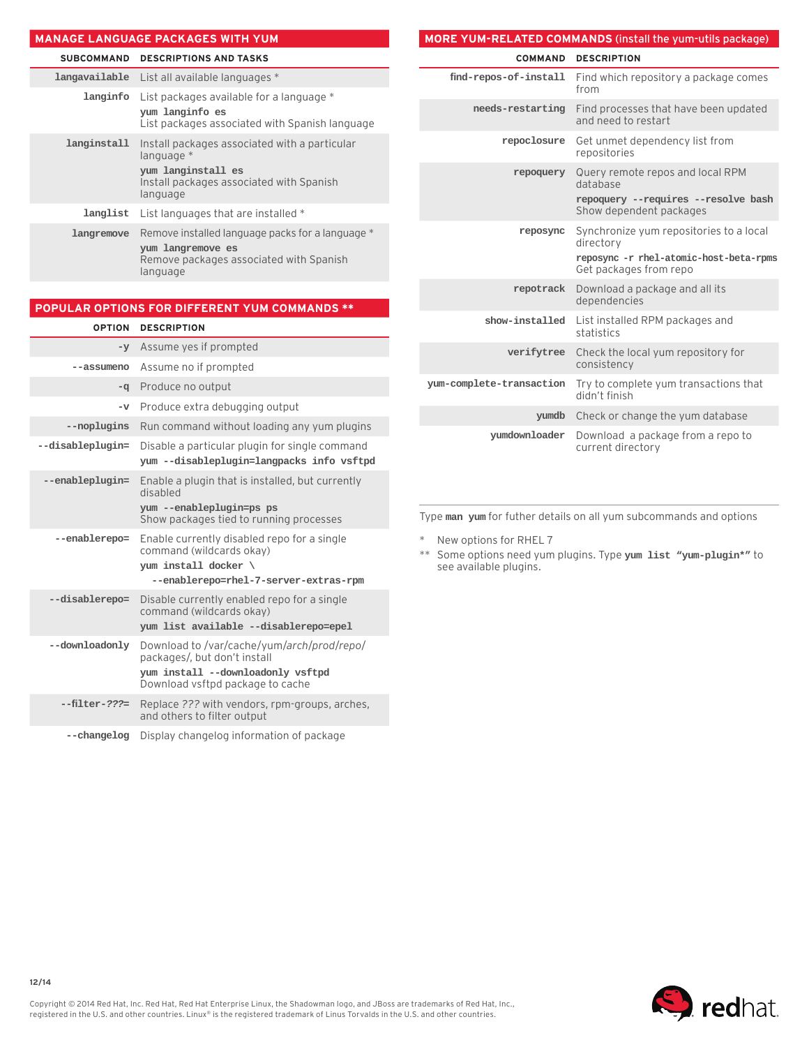## MANAGE LANGUAGE PACKAGES WITH YUM

| SUBCOMMAND | DESCRIPTIONS AND TASKS |
|---|---|
| **langavailable** | List all available languages * |
| **langinfo** | List packages available for a language * <br> **yum langinfo es** <br> List packages associated with Spanish language |
| **langinstall** | Install packages associated with a particular language * <br> **yum langinstall es** <br> Install packages associated with Spanish language |
| **langlist** | List languages that are installed * |
| **langremove** | Remove installed language packs for a language * <br> **yum langremove es** <br> Remove packages associated with Spanish language |

## POPULAR OPTIONS FOR DIFFERENT YUM COMMANDS **

| OPTION | DESCRIPTION |
|---|---|
| **-y** | Assume yes if prompted |
| **--assumeno** | Assume no if prompted |
| **-q** | Produce no output |
| **-v** | Produce extra debugging output |
| **--noplugins** | Run command without loading any yum plugins |
| **--disableplugin=** | Disable a particular plugin for single command <br> **yum --disableplugin=langpacks info vsftpd** |
| **--enableplugin=** | Enable a plugin that is installed, but currently disabled <br> **yum --enableplugin=ps ps** <br> Show packages tied to running processes |
| **--enablerepo=** | Enable currently disabled repo for a single command (wildcards okay) <br> **yum install docker \\** <br> **--enablerepo=rhel-7-server-extras-rpm** |
| **--disablerepo=** | Disable currently enabled repo for a single command (wildcards okay) <br> **yum list available --disablerepo=epel** |
| **--downloadonly** | Download to /var/cache/yum/*arch*/*prod*/*repo*/packages/, but don't install <br> **yum install --downloadonly vsftpd** <br> Download vsftpd package to cache |
| **--filter-*???*=** | Replace *???* with vendors, rpm-groups, arches, and others to filter output |
| **--changelog** | Display changelog information of package |

## MORE YUM-RELATED COMMANDS (install the yum-utils package)

| COMMAND | DESCRIPTION |
|---|---|
| **find-repos-of-install** | Find which repository a package comes from |
| **needs-restarting** | Find processes that have been updated and need to restart |
| **repoclosure** | Get unmet dependency list from repositories |
| **repoquery** | Query remote repos and local RPM database <br> **repoquery --requires --resolve bash** <br> Show dependent packages |
| **reposync** | Synchronize yum repositories to a local directory <br> **reposync -r rhel-atomic-host-beta-rpms** <br> Get packages from repo |
| **repotrack** | Download a package and all its dependencies |
| **show-installed** | List installed RPM packages and statistics |
| **verifytree** | Check the local yum repository for consistency |
| **yum-complete-transaction** | Try to complete yum transactions that didn't finish |
| **yumdb** | Check or change the yum database |
| **yumdownloader** | Download a package from a repo to current directory |

Type **man yum** for futher details on all yum subcommands and options

\* New options for RHEL 7

** Some options need yum plugins. Type **yum list "yum-plugin*"** to see available plugins.

12/14

Copyright © 2014 Red Hat, Inc. Red Hat, Red Hat Enterprise Linux, the Shadowman logo, and JBoss are trademarks of Red Hat, Inc., registered in the U.S. and other countries. Linux® is the registered trademark of Linus Torvalds in the U.S. and other countries.